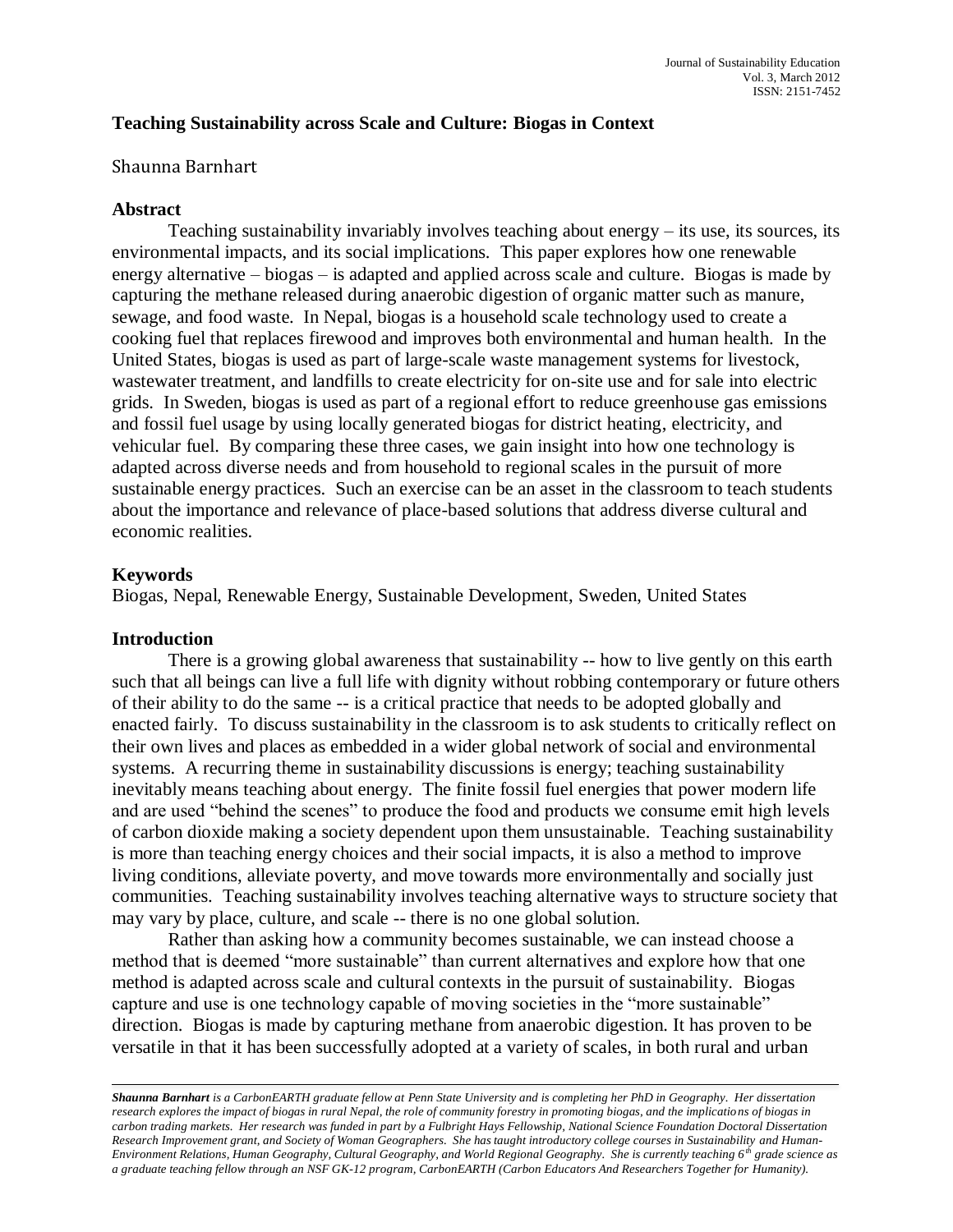# Teaching Sustainability across Scale and Culture: Biogas in Context

Shaunna Barnhart

## Abstract

Teaching sustainability invariably involves teaching about energy – its use, its sources, its environmental impacts, and its social implications. This paper explores how one renewable energy alternative – biogas – is adapted and applied across scale and culture. Biogas is made by capturing the methane released during anaerobic digestion of organic matter such as manure, sewage, and food waste. In Nepal, biogas is a household scale technology used to create a cooking fuel that replaces firewood and improves both environmental and human health. In the United States, biogas is used as part of large-scale waste management systems for livestock, wastewater treatment, and landfills to create electricity for on-site use and for sale into electric grids. In Sweden, biogas is used as part of a regional effort to reduce greenhouse gas emissions and fossil fuel usage by using locally generated biogas for district heating, electricity, and vehicular fuel. By comparing these three cases, we gain insight into how one technology is adapted across diverse needs and from household to regional scales in the pursuit of more sustainable energy practices. Such an exercise can be an asset in the classroom to teach students about the importance and relevance of place-based solutions that address diverse cultural and economic realities.

## Keywords

Biogas, Nepal, Renewable Energy, Sustainable Development, Sweden, United States

## Introduction

There is a growing global awareness that sustainability -- how to live gently on this earth such that all beings can live a full life with dignity without robbing contemporary or future others of their ability to do the same -- is a critical practice that needs to be adopted globally and enacted fairly. To discuss sustainability in the classroom is to ask students to critically reflect on their own lives and places as embedded in a wider global network of social and environmental systems. A recurring theme in sustainability discussions is energy; teaching sustainability inevitably means teaching about energy. The finite fossil fuel energies that power modern life and are used "behind the scenes" to produce the food and products we consume emit high levels of carbon dioxide making a society dependent upon them unsustainable. Teaching sustainability is more than teaching energy choices and their social impacts, it is also a method to improve living conditions, alleviate poverty, and move towards more environmentally and socially just communities. Teaching sustainability involves teaching alternative ways to structure society that may vary by place, culture, and scale -- there is no one global solution.

Rather than asking how a community becomes sustainable, we can instead choose a method that is deemed "more sustainable" than current alternatives and explore how that one method is adapted across scale and cultural contexts in the pursuit of sustainability. Biogas capture and use is one technology capable of moving societies in the "more sustainable" direction. Biogas is made by capturing methane from anaerobic digestion. It has proven to be versatile in that it has been successfully adopted at a variety of scales, in both rural and urban

---

*__Shaunna Barnhart__ is a CarbonEARTH graduate fellow at Penn State University and is completing her PhD in Geography. Her dissertation research explores the impact of biogas in rural Nepal, the role of community forestry in promoting biogas, and the implications of biogas in carbon trading markets. Her research was funded in part by a Fulbright Hays Fellowship, National Science Foundation Doctoral Dissertation Research Improvement grant, and Society of Woman Geographers. She has taught introductory college courses in Sustainability and Human-Environment Relations, Human Geography, Cultural Geography, and World Regional Geography. She is currently teaching 6th grade science as a graduate teaching fellow through an NSF GK-12 program, CarbonEARTH (Carbon Educators And Researchers Together for Humanity).*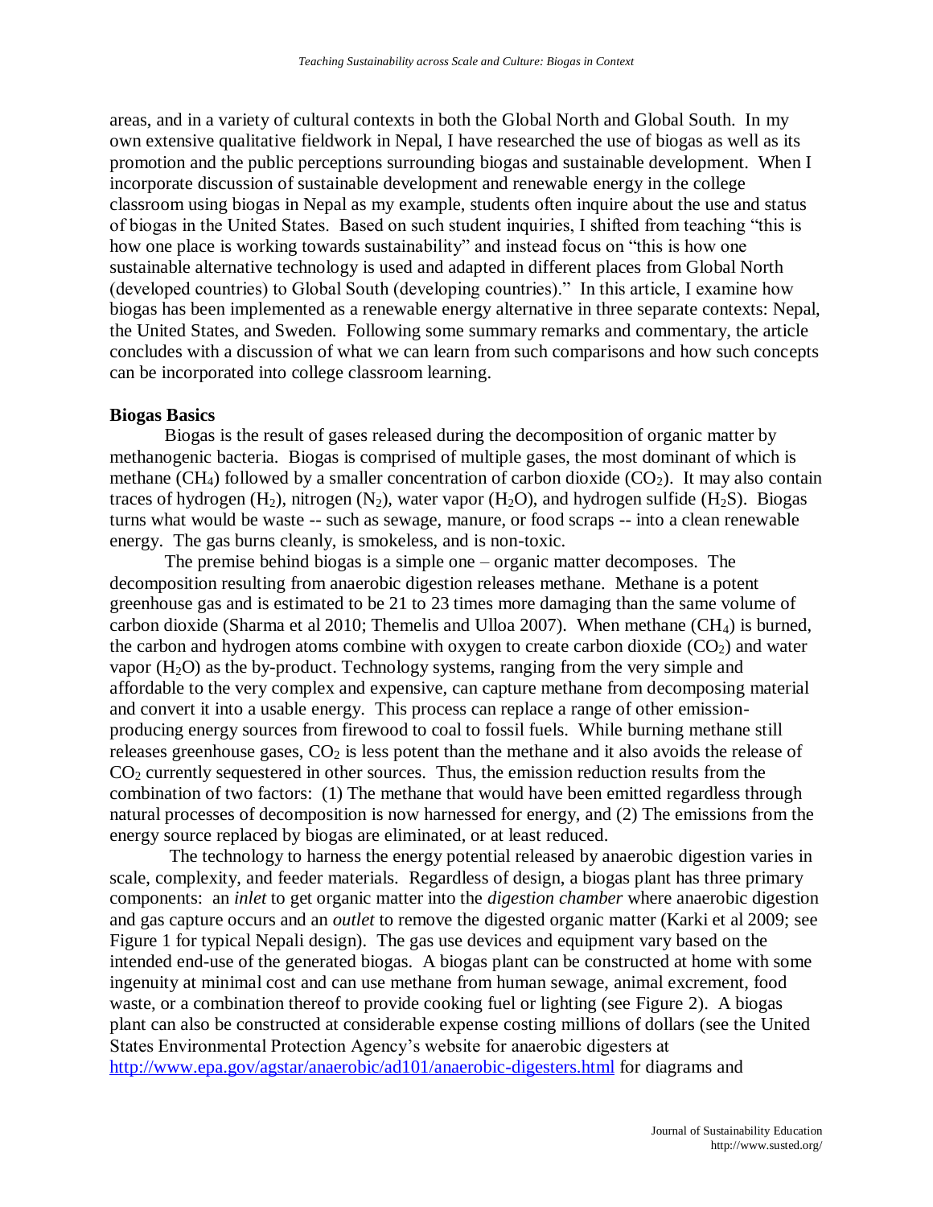areas, and in a variety of cultural contexts in both the Global North and Global South. In my own extensive qualitative fieldwork in Nepal, I have researched the use of biogas as well as its promotion and the public perceptions surrounding biogas and sustainable development. When I incorporate discussion of sustainable development and renewable energy in the college classroom using biogas in Nepal as my example, students often inquire about the use and status of biogas in the United States. Based on such student inquiries, I shifted from teaching "this is how one place is working towards sustainability" and instead focus on "this is how one sustainable alternative technology is used and adapted in different places from Global North (developed countries) to Global South (developing countries)." In this article, I examine how biogas has been implemented as a renewable energy alternative in three separate contexts: Nepal, the United States, and Sweden. Following some summary remarks and commentary, the article concludes with a discussion of what we can learn from such comparisons and how such concepts can be incorporated into college classroom learning.

**Biogas Basics**

Biogas is the result of gases released during the decomposition of organic matter by methanogenic bacteria. Biogas is comprised of multiple gases, the most dominant of which is methane ($CH_4$) followed by a smaller concentration of carbon dioxide ($CO_2$). It may also contain traces of hydrogen ($H_2$), nitrogen ($N_2$), water vapor ($H_2O$), and hydrogen sulfide ($H_2S$). Biogas turns what would be waste -- such as sewage, manure, or food scraps -- into a clean renewable energy. The gas burns cleanly, is smokeless, and is non-toxic.

The premise behind biogas is a simple one – organic matter decomposes. The decomposition resulting from anaerobic digestion releases methane. Methane is a potent greenhouse gas and is estimated to be 21 to 23 times more damaging than the same volume of carbon dioxide (Sharma et al 2010; Themelis and Ulloa 2007). When methane ($CH_4$) is burned, the carbon and hydrogen atoms combine with oxygen to create carbon dioxide ($CO_2$) and water vapor ($H_2O$) as the by-product. Technology systems, ranging from the very simple and affordable to the very complex and expensive, can capture methane from decomposing material and convert it into a usable energy. This process can replace a range of other emission-producing energy sources from firewood to coal to fossil fuels. While burning methane still releases greenhouse gases, $CO_2$ is less potent than the methane and it also avoids the release of $CO_2$ currently sequestered in other sources. Thus, the emission reduction results from the combination of two factors: (1) The methane that would have been emitted regardless through natural processes of decomposition is now harnessed for energy, and (2) The emissions from the energy source replaced by biogas are eliminated, or at least reduced.

The technology to harness the energy potential released by anaerobic digestion varies in scale, complexity, and feeder materials. Regardless of design, a biogas plant has three primary components: an *inlet* to get organic matter into the *digestion chamber* where anaerobic digestion and gas capture occurs and an *outlet* to remove the digested organic matter (Karki et al 2009; see Figure 1 for typical Nepali design). The gas use devices and equipment vary based on the intended end-use of the generated biogas. A biogas plant can be constructed at home with some ingenuity at minimal cost and can use methane from human sewage, animal excrement, food waste, or a combination thereof to provide cooking fuel or lighting (see Figure 2). A biogas plant can also be constructed at considerable expense costing millions of dollars (see the United States Environmental Protection Agency's website for anaerobic digesters at http://www.epa.gov/agstar/anaerobic/ad101/anaerobic-digesters.html for diagrams and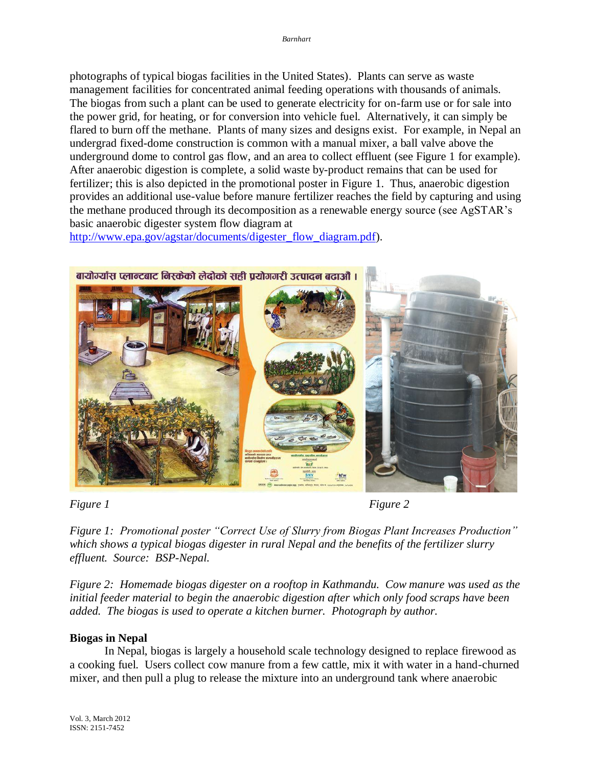photographs of typical biogas facilities in the United States). Plants can serve as waste management facilities for concentrated animal feeding operations with thousands of animals. The biogas from such a plant can be used to generate electricity for on-farm use or for sale into the power grid, for heating, or for conversion into vehicle fuel. Alternatively, it can simply be flared to burn off the methane. Plants of many sizes and designs exist. For example, in Nepal an undergrad fixed-dome construction is common with a manual mixer, a ball valve above the underground dome to control gas flow, and an area to collect effluent (see Figure 1 for example). After anaerobic digestion is complete, a solid waste by-product remains that can be used for fertilizer; this is also depicted in the promotional poster in Figure 1. Thus, anaerobic digestion provides an additional use-value before manure fertilizer reaches the field by capturing and using the methane produced through its decomposition as a renewable energy source (see AgSTAR's basic anaerobic digester system flow diagram at http://www.epa.gov/agstar/documents/digester_flow_diagram.pdf).

*Figure 1*

*Figure 2*

*Figure 1: Promotional poster "Correct Use of Slurry from Biogas Plant Increases Production" which shows a typical biogas digester in rural Nepal and the benefits of the fertilizer slurry effluent. Source: BSP-Nepal.*

*Figure 2: Homemade biogas digester on a rooftop in Kathmandu. Cow manure was used as the initial feeder material to begin the anaerobic digestion after which only food scraps have been added. The biogas is used to operate a kitchen burner. Photograph by author.*

## Biogas in Nepal

In Nepal, biogas is largely a household scale technology designed to replace firewood as a cooking fuel. Users collect cow manure from a few cattle, mix it with water in a hand-churned mixer, and then pull a plug to release the mixture into an underground tank where anaerobic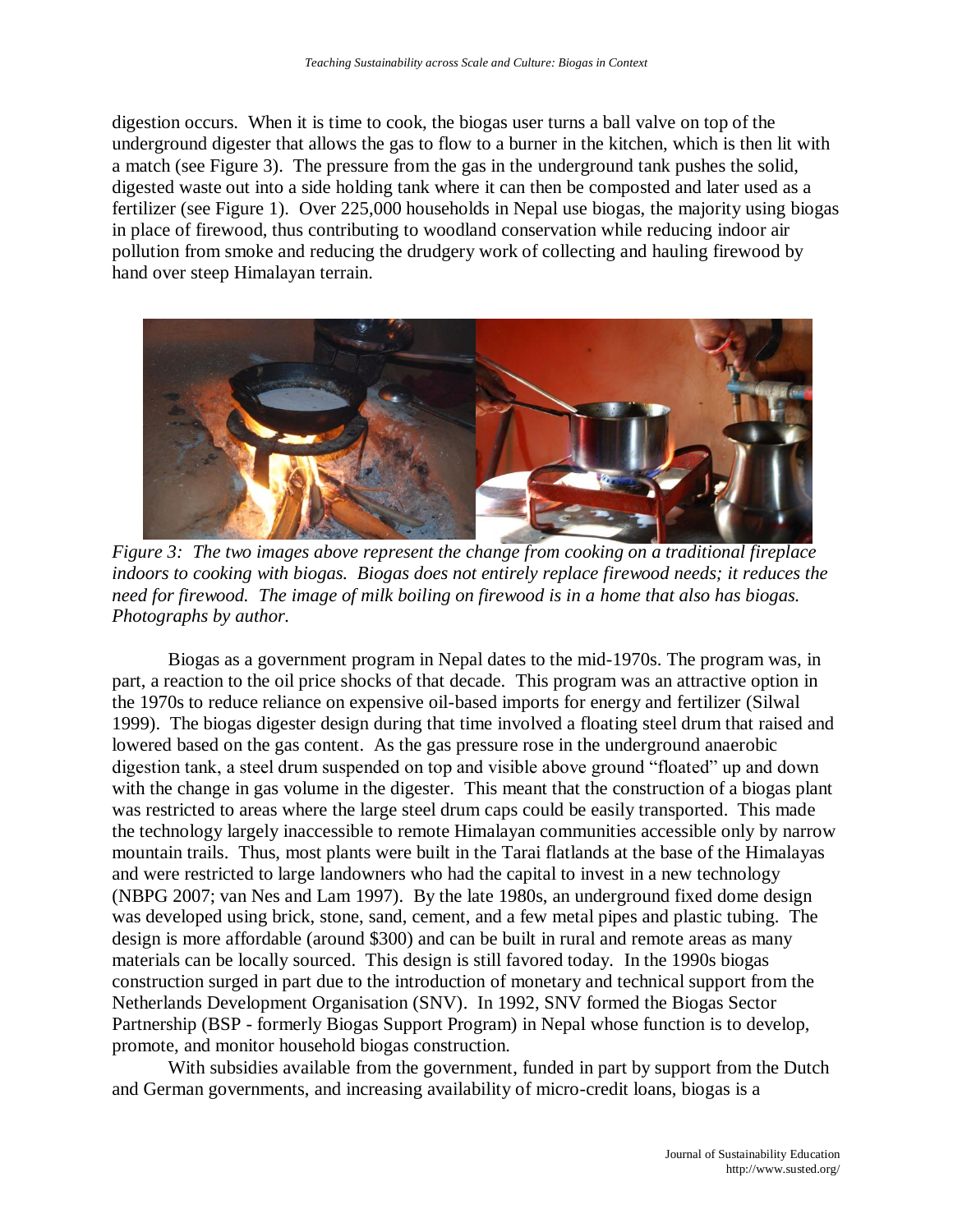digestion occurs. When it is time to cook, the biogas user turns a ball valve on top of the underground digester that allows the gas to flow to a burner in the kitchen, which is then lit with a match (see Figure 3). The pressure from the gas in the underground tank pushes the solid, digested waste out into a side holding tank where it can then be composted and later used as a fertilizer (see Figure 1). Over 225,000 households in Nepal use biogas, the majority using biogas in place of firewood, thus contributing to woodland conservation while reducing indoor air pollution from smoke and reducing the drudgery work of collecting and hauling firewood by hand over steep Himalayan terrain.

*Figure 3: The two images above represent the change from cooking on a traditional fireplace indoors to cooking with biogas. Biogas does not entirely replace firewood needs; it reduces the need for firewood. The image of milk boiling on firewood is in a home that also has biogas. Photographs by author.*

Biogas as a government program in Nepal dates to the mid-1970s. The program was, in part, a reaction to the oil price shocks of that decade. This program was an attractive option in the 1970s to reduce reliance on expensive oil-based imports for energy and fertilizer (Silwal 1999). The biogas digester design during that time involved a floating steel drum that raised and lowered based on the gas content. As the gas pressure rose in the underground anaerobic digestion tank, a steel drum suspended on top and visible above ground "floated" up and down with the change in gas volume in the digester. This meant that the construction of a biogas plant was restricted to areas where the large steel drum caps could be easily transported. This made the technology largely inaccessible to remote Himalayan communities accessible only by narrow mountain trails. Thus, most plants were built in the Tarai flatlands at the base of the Himalayas and were restricted to large landowners who had the capital to invest in a new technology (NBPG 2007; van Nes and Lam 1997). By the late 1980s, an underground fixed dome design was developed using brick, stone, sand, cement, and a few metal pipes and plastic tubing. The design is more affordable (around $300) and can be built in rural and remote areas as many materials can be locally sourced. This design is still favored today. In the 1990s biogas construction surged in part due to the introduction of monetary and technical support from the Netherlands Development Organisation (SNV). In 1992, SNV formed the Biogas Sector Partnership (BSP - formerly Biogas Support Program) in Nepal whose function is to develop, promote, and monitor household biogas construction.

With subsidies available from the government, funded in part by support from the Dutch and German governments, and increasing availability of micro-credit loans, biogas is a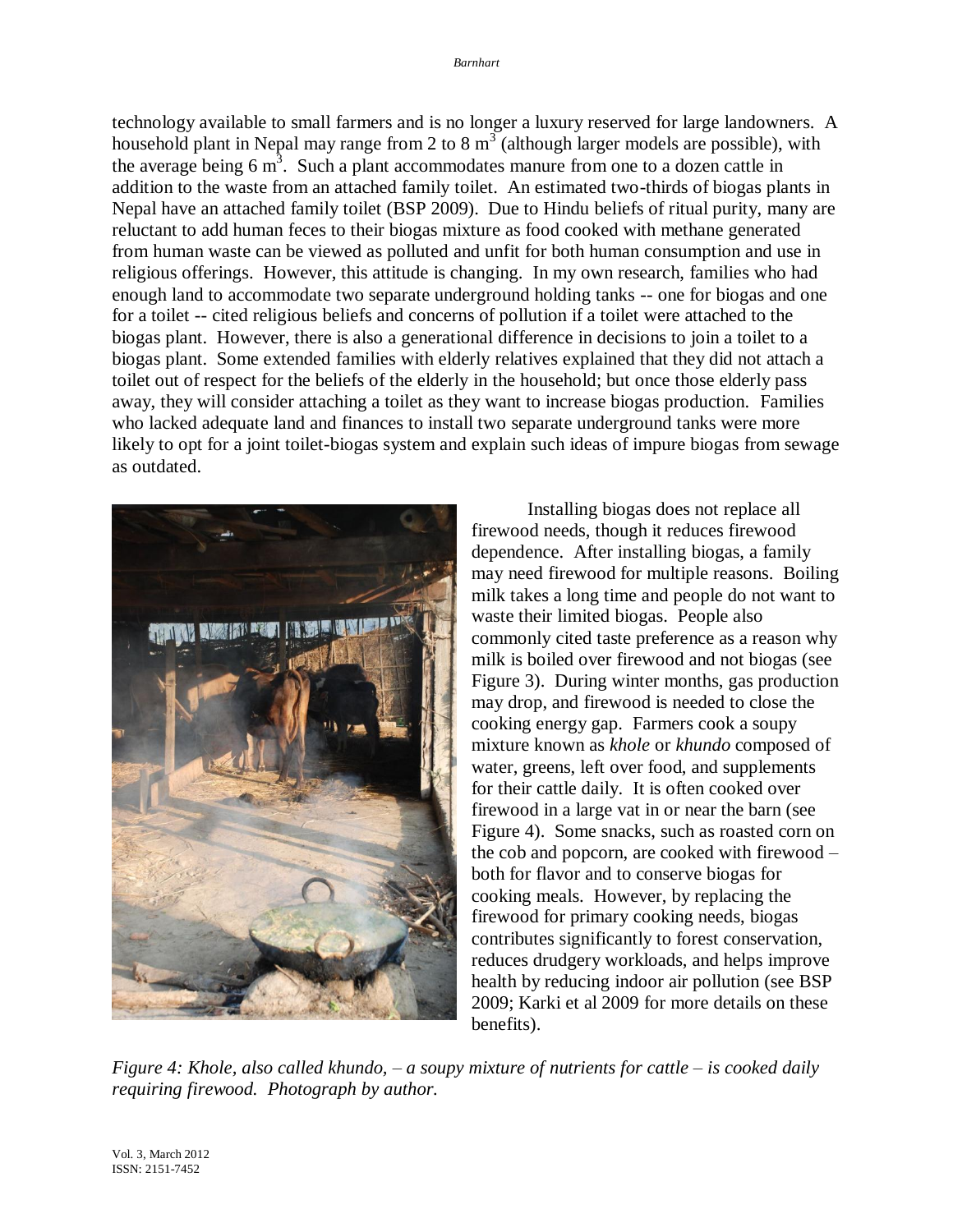technology available to small farmers and is no longer a luxury reserved for large landowners. A household plant in Nepal may range from 2 to 8 $m^3$ (although larger models are possible), with the average being 6 $m^3$. Such a plant accommodates manure from one to a dozen cattle in addition to the waste from an attached family toilet. An estimated two-thirds of biogas plants in Nepal have an attached family toilet (BSP 2009). Due to Hindu beliefs of ritual purity, many are reluctant to add human feces to their biogas mixture as food cooked with methane generated from human waste can be viewed as polluted and unfit for both human consumption and use in religious offerings. However, this attitude is changing. In my own research, families who had enough land to accommodate two separate underground holding tanks -- one for biogas and one for a toilet -- cited religious beliefs and concerns of pollution if a toilet were attached to the biogas plant. However, there is also a generational difference in decisions to join a toilet to a biogas plant. Some extended families with elderly relatives explained that they did not attach a toilet out of respect for the beliefs of the elderly in the household; but once those elderly pass away, they will consider attaching a toilet as they want to increase biogas production. Families who lacked adequate land and finances to install two separate underground tanks were more likely to opt for a joint toilet-biogas system and explain such ideas of impure biogas from sewage as outdated.

Installing biogas does not replace all firewood needs, though it reduces firewood dependence. After installing biogas, a family may need firewood for multiple reasons. Boiling milk takes a long time and people do not want to waste their limited biogas. People also commonly cited taste preference as a reason why milk is boiled over firewood and not biogas (see Figure 3). During winter months, gas production may drop, and firewood is needed to close the cooking energy gap. Farmers cook a soupy mixture known as *khole* or *khundo* composed of water, greens, left over food, and supplements for their cattle daily. It is often cooked over firewood in a large vat in or near the barn (see Figure 4). Some snacks, such as roasted corn on the cob and popcorn, are cooked with firewood – both for flavor and to conserve biogas for cooking meals. However, by replacing the firewood for primary cooking needs, biogas contributes significantly to forest conservation, reduces drudgery workloads, and helps improve health by reducing indoor air pollution (see BSP 2009; Karki et al 2009 for more details on these benefits).

*Figure 4: Khole, also called khundo, – a soupy mixture of nutrients for cattle – is cooked daily requiring firewood. Photograph by author.*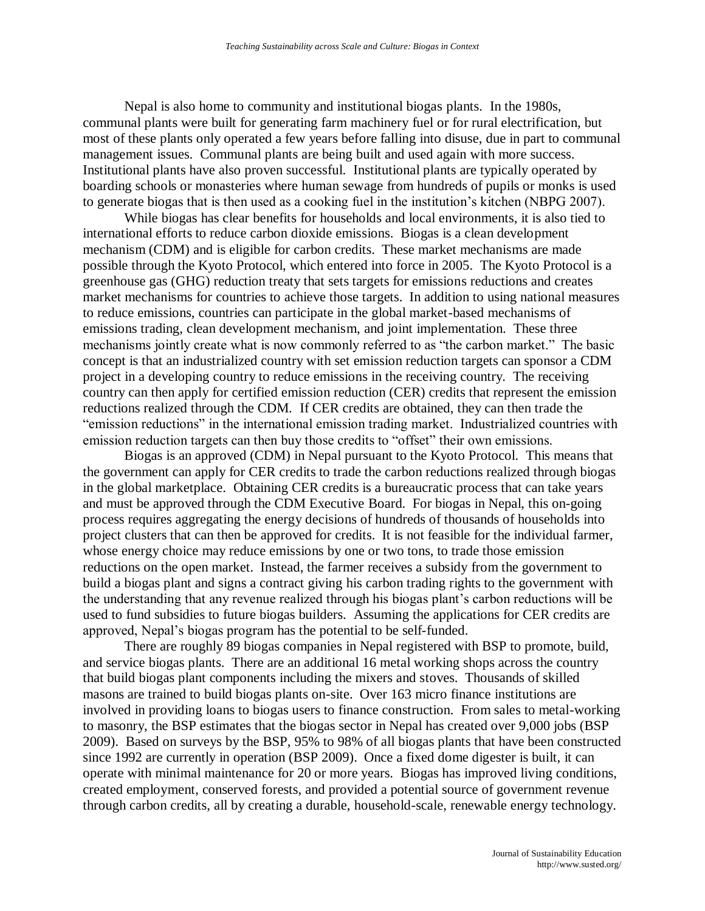Nepal is also home to community and institutional biogas plants. In the 1980s, communal plants were built for generating farm machinery fuel or for rural electrification, but most of these plants only operated a few years before falling into disuse, due in part to communal management issues. Communal plants are being built and used again with more success. Institutional plants have also proven successful. Institutional plants are typically operated by boarding schools or monasteries where human sewage from hundreds of pupils or monks is used to generate biogas that is then used as a cooking fuel in the institution's kitchen (NBPG 2007).

While biogas has clear benefits for households and local environments, it is also tied to international efforts to reduce carbon dioxide emissions. Biogas is a clean development mechanism (CDM) and is eligible for carbon credits. These market mechanisms are made possible through the Kyoto Protocol, which entered into force in 2005. The Kyoto Protocol is a greenhouse gas (GHG) reduction treaty that sets targets for emissions reductions and creates market mechanisms for countries to achieve those targets. In addition to using national measures to reduce emissions, countries can participate in the global market-based mechanisms of emissions trading, clean development mechanism, and joint implementation. These three mechanisms jointly create what is now commonly referred to as "the carbon market." The basic concept is that an industrialized country with set emission reduction targets can sponsor a CDM project in a developing country to reduce emissions in the receiving country. The receiving country can then apply for certified emission reduction (CER) credits that represent the emission reductions realized through the CDM. If CER credits are obtained, they can then trade the "emission reductions" in the international emission trading market. Industrialized countries with emission reduction targets can then buy those credits to "offset" their own emissions.

Biogas is an approved (CDM) in Nepal pursuant to the Kyoto Protocol. This means that the government can apply for CER credits to trade the carbon reductions realized through biogas in the global marketplace. Obtaining CER credits is a bureaucratic process that can take years and must be approved through the CDM Executive Board. For biogas in Nepal, this on-going process requires aggregating the energy decisions of hundreds of thousands of households into project clusters that can then be approved for credits. It is not feasible for the individual farmer, whose energy choice may reduce emissions by one or two tons, to trade those emission reductions on the open market. Instead, the farmer receives a subsidy from the government to build a biogas plant and signs a contract giving his carbon trading rights to the government with the understanding that any revenue realized through his biogas plant's carbon reductions will be used to fund subsidies to future biogas builders. Assuming the applications for CER credits are approved, Nepal's biogas program has the potential to be self-funded.

There are roughly 89 biogas companies in Nepal registered with BSP to promote, build, and service biogas plants. There are an additional 16 metal working shops across the country that build biogas plant components including the mixers and stoves. Thousands of skilled masons are trained to build biogas plants on-site. Over 163 micro finance institutions are involved in providing loans to biogas users to finance construction. From sales to metal-working to masonry, the BSP estimates that the biogas sector in Nepal has created over 9,000 jobs (BSP 2009). Based on surveys by the BSP, 95% to 98% of all biogas plants that have been constructed since 1992 are currently in operation (BSP 2009). Once a fixed dome digester is built, it can operate with minimal maintenance for 20 or more years. Biogas has improved living conditions, created employment, conserved forests, and provided a potential source of government revenue through carbon credits, all by creating a durable, household-scale, renewable energy technology.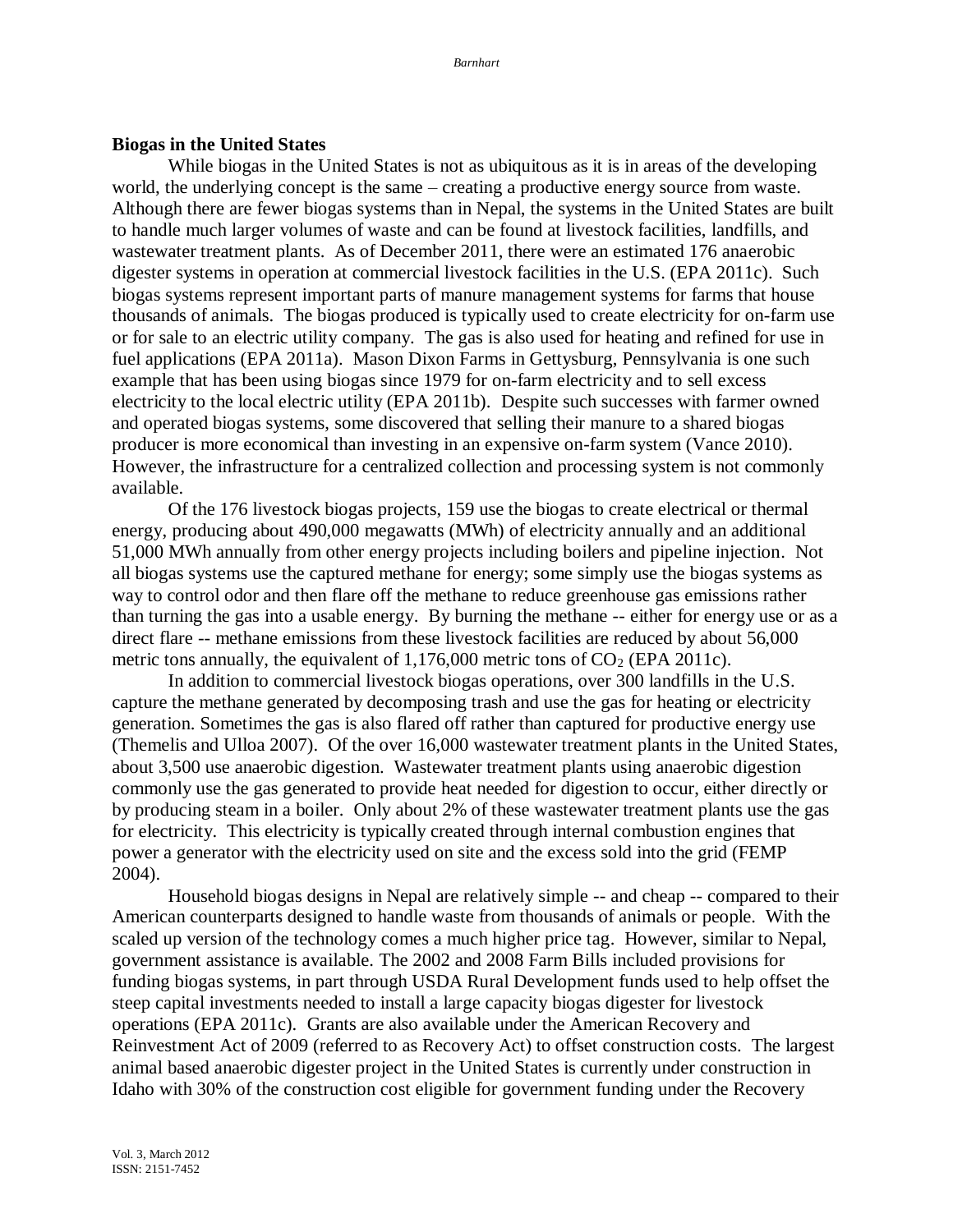**Biogas in the United States**

While biogas in the United States is not as ubiquitous as it is in areas of the developing world, the underlying concept is the same – creating a productive energy source from waste. Although there are fewer biogas systems than in Nepal, the systems in the United States are built to handle much larger volumes of waste and can be found at livestock facilities, landfills, and wastewater treatment plants. As of December 2011, there were an estimated 176 anaerobic digester systems in operation at commercial livestock facilities in the U.S. (EPA 2011c). Such biogas systems represent important parts of manure management systems for farms that house thousands of animals. The biogas produced is typically used to create electricity for on-farm use or for sale to an electric utility company. The gas is also used for heating and refined for use in fuel applications (EPA 2011a). Mason Dixon Farms in Gettysburg, Pennsylvania is one such example that has been using biogas since 1979 for on-farm electricity and to sell excess electricity to the local electric utility (EPA 2011b). Despite such successes with farmer owned and operated biogas systems, some discovered that selling their manure to a shared biogas producer is more economical than investing in an expensive on-farm system (Vance 2010). However, the infrastructure for a centralized collection and processing system is not commonly available.

Of the 176 livestock biogas projects, 159 use the biogas to create electrical or thermal energy, producing about 490,000 megawatts (MWh) of electricity annually and an additional 51,000 MWh annually from other energy projects including boilers and pipeline injection. Not all biogas systems use the captured methane for energy; some simply use the biogas systems as way to control odor and then flare off the methane to reduce greenhouse gas emissions rather than turning the gas into a usable energy. By burning the methane -- either for energy use or as a direct flare -- methane emissions from these livestock facilities are reduced by about 56,000 metric tons annually, the equivalent of 1,176,000 metric tons of $CO_2$ (EPA 2011c).

In addition to commercial livestock biogas operations, over 300 landfills in the U.S. capture the methane generated by decomposing trash and use the gas for heating or electricity generation. Sometimes the gas is also flared off rather than captured for productive energy use (Themelis and Ulloa 2007). Of the over 16,000 wastewater treatment plants in the United States, about 3,500 use anaerobic digestion. Wastewater treatment plants using anaerobic digestion commonly use the gas generated to provide heat needed for digestion to occur, either directly or by producing steam in a boiler. Only about 2% of these wastewater treatment plants use the gas for electricity. This electricity is typically created through internal combustion engines that power a generator with the electricity used on site and the excess sold into the grid (FEMP 2004).

Household biogas designs in Nepal are relatively simple -- and cheap -- compared to their American counterparts designed to handle waste from thousands of animals or people. With the scaled up version of the technology comes a much higher price tag. However, similar to Nepal, government assistance is available. The 2002 and 2008 Farm Bills included provisions for funding biogas systems, in part through USDA Rural Development funds used to help offset the steep capital investments needed to install a large capacity biogas digester for livestock operations (EPA 2011c). Grants are also available under the American Recovery and Reinvestment Act of 2009 (referred to as Recovery Act) to offset construction costs. The largest animal based anaerobic digester project in the United States is currently under construction in Idaho with 30% of the construction cost eligible for government funding under the Recovery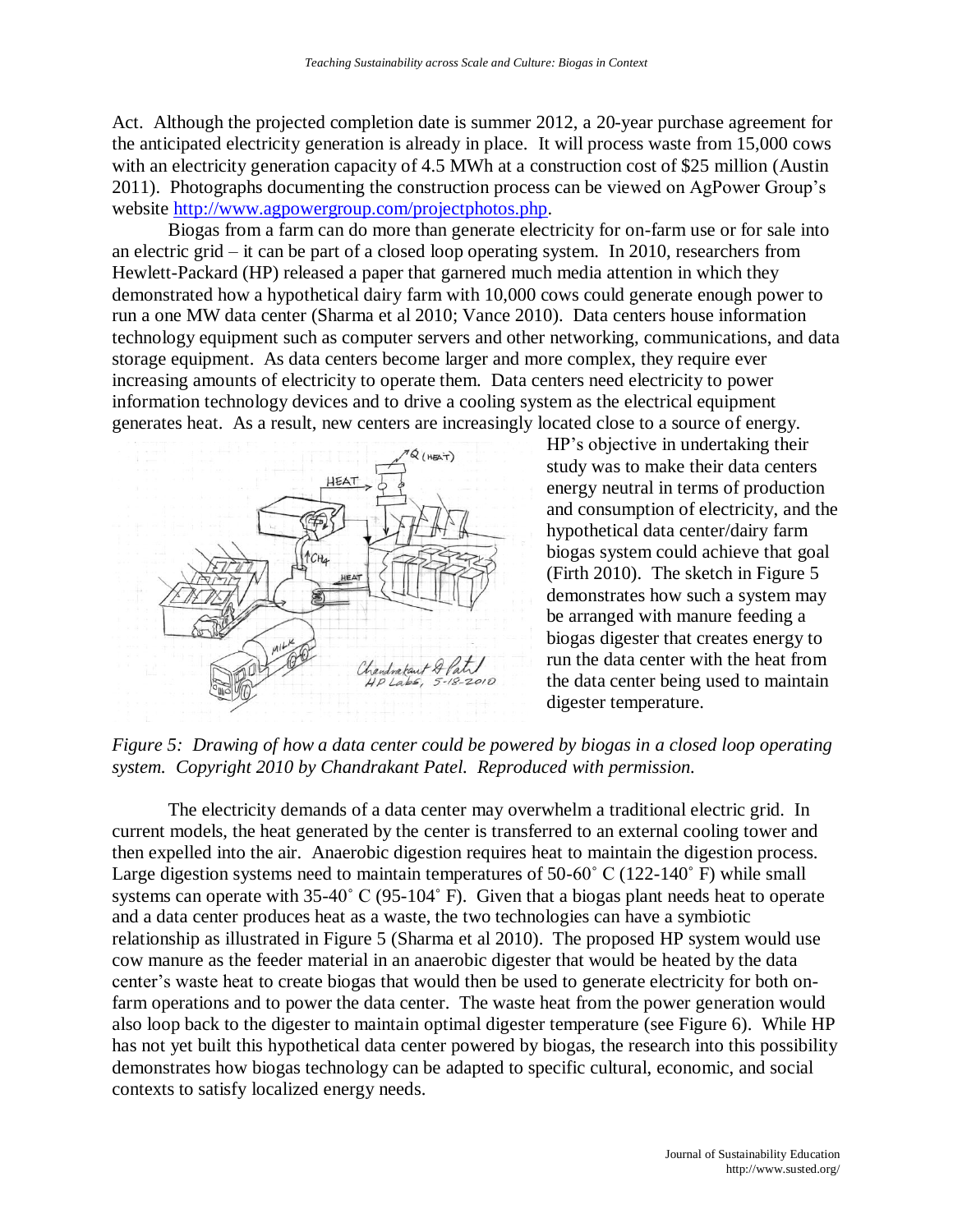Act. Although the projected completion date is summer 2012, a 20-year purchase agreement for the anticipated electricity generation is already in place. It will process waste from 15,000 cows with an electricity generation capacity of 4.5 MWh at a construction cost of $25 million (Austin 2011). Photographs documenting the construction process can be viewed on AgPower Group's website http://www.agpowergroup.com/projectphotos.php.

Biogas from a farm can do more than generate electricity for on-farm use or for sale into an electric grid – it can be part of a closed loop operating system. In 2010, researchers from Hewlett-Packard (HP) released a paper that garnered much media attention in which they demonstrated how a hypothetical dairy farm with 10,000 cows could generate enough power to run a one MW data center (Sharma et al 2010; Vance 2010). Data centers house information technology equipment such as computer servers and other networking, communications, and data storage equipment. As data centers become larger and more complex, they require ever increasing amounts of electricity to operate them. Data centers need electricity to power information technology devices and to drive a cooling system as the electrical equipment generates heat. As a result, new centers are increasingly located close to a source of energy. HP's objective in undertaking their study was to make their data centers energy neutral in terms of production and consumption of electricity, and the hypothetical data center/dairy farm biogas system could achieve that goal (Firth 2010). The sketch in Figure 5 demonstrates how such a system may be arranged with manure feeding a biogas digester that creates energy to run the data center with the heat from the data center being used to maintain digester temperature.

*Figure 5: Drawing of how a data center could be powered by biogas in a closed loop operating system. Copyright 2010 by Chandrakant Patel. Reproduced with permission.*

The electricity demands of a data center may overwhelm a traditional electric grid. In current models, the heat generated by the center is transferred to an external cooling tower and then expelled into the air. Anaerobic digestion requires heat to maintain the digestion process. Large digestion systems need to maintain temperatures of 50-60˚ C (122-140˚ F) while small systems can operate with 35-40˚ C (95-104˚ F). Given that a biogas plant needs heat to operate and a data center produces heat as a waste, the two technologies can have a symbiotic relationship as illustrated in Figure 5 (Sharma et al 2010). The proposed HP system would use cow manure as the feeder material in an anaerobic digester that would be heated by the data center's waste heat to create biogas that would then be used to generate electricity for both on-farm operations and to power the data center. The waste heat from the power generation would also loop back to the digester to maintain optimal digester temperature (see Figure 6). While HP has not yet built this hypothetical data center powered by biogas, the research into this possibility demonstrates how biogas technology can be adapted to specific cultural, economic, and social contexts to satisfy localized energy needs.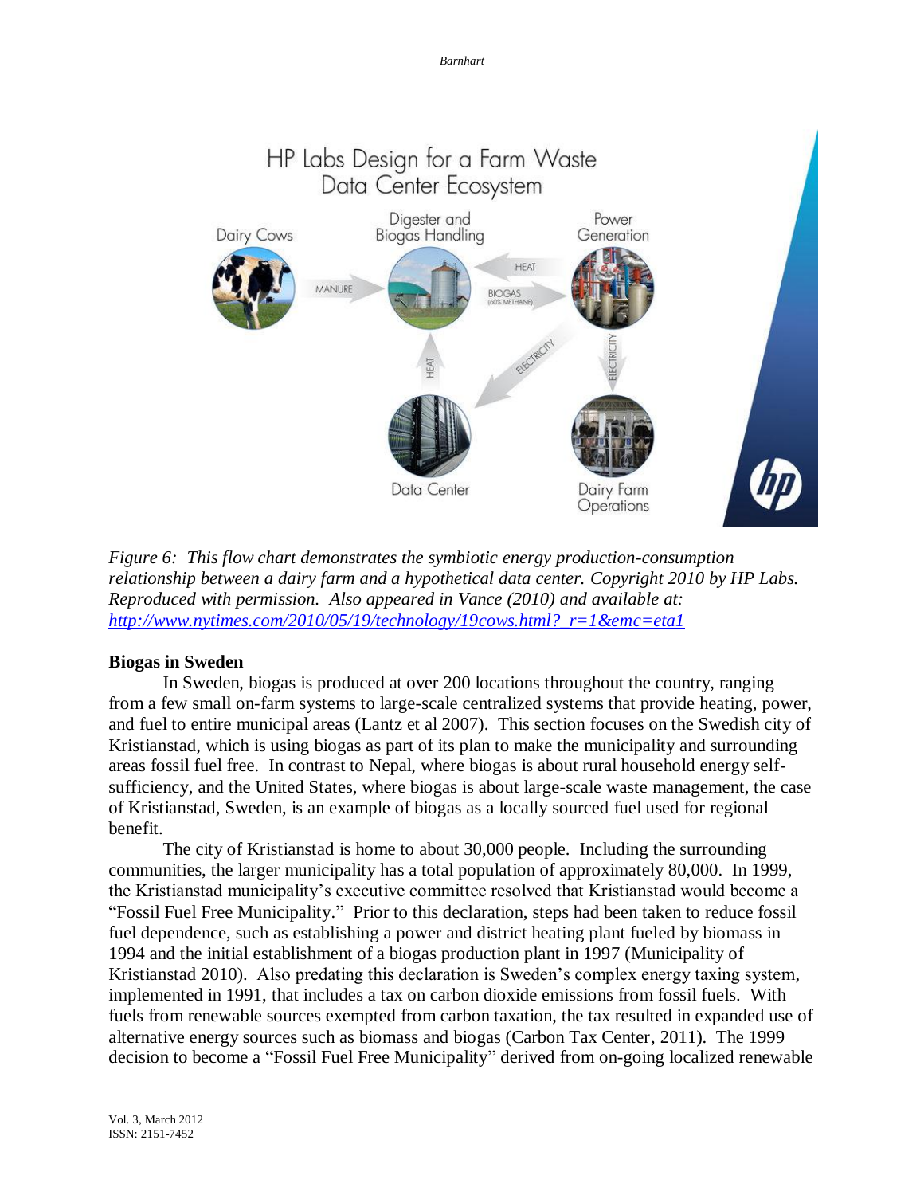*Figure 6: This flow chart demonstrates the symbiotic energy production-consumption relationship between a dairy farm and a hypothetical data center. Copyright 2010 by HP Labs. Reproduced with permission. Also appeared in Vance (2010) and available at: http://www.nytimes.com/2010/05/19/technology/19cows.html?_r=1&emc=eta1*

**Biogas in Sweden**

In Sweden, biogas is produced at over 200 locations throughout the country, ranging from a few small on-farm systems to large-scale centralized systems that provide heating, power, and fuel to entire municipal areas (Lantz et al 2007). This section focuses on the Swedish city of Kristianstad, which is using biogas as part of its plan to make the municipality and surrounding areas fossil fuel free. In contrast to Nepal, where biogas is about rural household energy self-sufficiency, and the United States, where biogas is about large-scale waste management, the case of Kristianstad, Sweden, is an example of biogas as a locally sourced fuel used for regional benefit.

The city of Kristianstad is home to about 30,000 people. Including the surrounding communities, the larger municipality has a total population of approximately 80,000. In 1999, the Kristianstad municipality's executive committee resolved that Kristianstad would become a "Fossil Fuel Free Municipality." Prior to this declaration, steps had been taken to reduce fossil fuel dependence, such as establishing a power and district heating plant fueled by biomass in 1994 and the initial establishment of a biogas production plant in 1997 (Municipality of Kristianstad 2010). Also predating this declaration is Sweden's complex energy taxing system, implemented in 1991, that includes a tax on carbon dioxide emissions from fossil fuels. With fuels from renewable sources exempted from carbon taxation, the tax resulted in expanded use of alternative energy sources such as biomass and biogas (Carbon Tax Center, 2011). The 1999 decision to become a "Fossil Fuel Free Municipality" derived from on-going localized renewable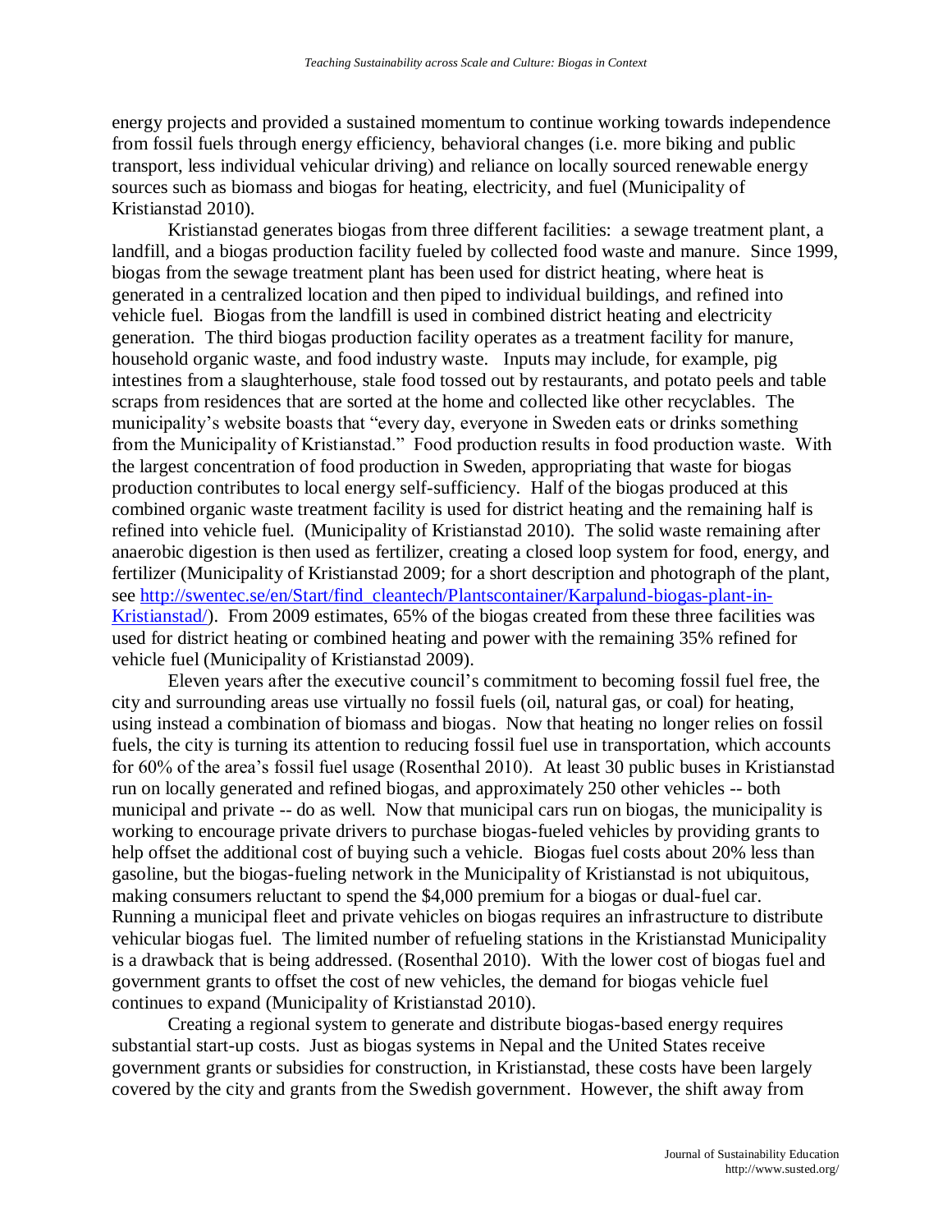energy projects and provided a sustained momentum to continue working towards independence from fossil fuels through energy efficiency, behavioral changes (i.e. more biking and public transport, less individual vehicular driving) and reliance on locally sourced renewable energy sources such as biomass and biogas for heating, electricity, and fuel (Municipality of Kristianstad 2010).

Kristianstad generates biogas from three different facilities: a sewage treatment plant, a landfill, and a biogas production facility fueled by collected food waste and manure. Since 1999, biogas from the sewage treatment plant has been used for district heating, where heat is generated in a centralized location and then piped to individual buildings, and refined into vehicle fuel. Biogas from the landfill is used in combined district heating and electricity generation. The third biogas production facility operates as a treatment facility for manure, household organic waste, and food industry waste. Inputs may include, for example, pig intestines from a slaughterhouse, stale food tossed out by restaurants, and potato peels and table scraps from residences that are sorted at the home and collected like other recyclables. The municipality's website boasts that "every day, everyone in Sweden eats or drinks something from the Municipality of Kristianstad." Food production results in food production waste. With the largest concentration of food production in Sweden, appropriating that waste for biogas production contributes to local energy self-sufficiency. Half of the biogas produced at this combined organic waste treatment facility is used for district heating and the remaining half is refined into vehicle fuel. (Municipality of Kristianstad 2010). The solid waste remaining after anaerobic digestion is then used as fertilizer, creating a closed loop system for food, energy, and fertilizer (Municipality of Kristianstad 2009; for a short description and photograph of the plant, see [http://swentec.se/en/Start/find_cleantech/Plantscontainer/Karpalund-biogas-plant-in-Kristianstad/](http://swentec.se/en/Start/find_cleantech/Plantscontainer/Karpalund-biogas-plant-in-Kristianstad/)). From 2009 estimates, 65% of the biogas created from these three facilities was used for district heating or combined heating and power with the remaining 35% refined for vehicle fuel (Municipality of Kristianstad 2009).

Eleven years after the executive council's commitment to becoming fossil fuel free, the city and surrounding areas use virtually no fossil fuels (oil, natural gas, or coal) for heating, using instead a combination of biomass and biogas. Now that heating no longer relies on fossil fuels, the city is turning its attention to reducing fossil fuel use in transportation, which accounts for 60% of the area's fossil fuel usage (Rosenthal 2010). At least 30 public buses in Kristianstad run on locally generated and refined biogas, and approximately 250 other vehicles -- both municipal and private -- do as well. Now that municipal cars run on biogas, the municipality is working to encourage private drivers to purchase biogas-fueled vehicles by providing grants to help offset the additional cost of buying such a vehicle. Biogas fuel costs about 20% less than gasoline, but the biogas-fueling network in the Municipality of Kristianstad is not ubiquitous, making consumers reluctant to spend the $4,000 premium for a biogas or dual-fuel car. Running a municipal fleet and private vehicles on biogas requires an infrastructure to distribute vehicular biogas fuel. The limited number of refueling stations in the Kristianstad Municipality is a drawback that is being addressed. (Rosenthal 2010). With the lower cost of biogas fuel and government grants to offset the cost of new vehicles, the demand for biogas vehicle fuel continues to expand (Municipality of Kristianstad 2010).

Creating a regional system to generate and distribute biogas-based energy requires substantial start-up costs. Just as biogas systems in Nepal and the United States receive government grants or subsidies for construction, in Kristianstad, these costs have been largely covered by the city and grants from the Swedish government. However, the shift away from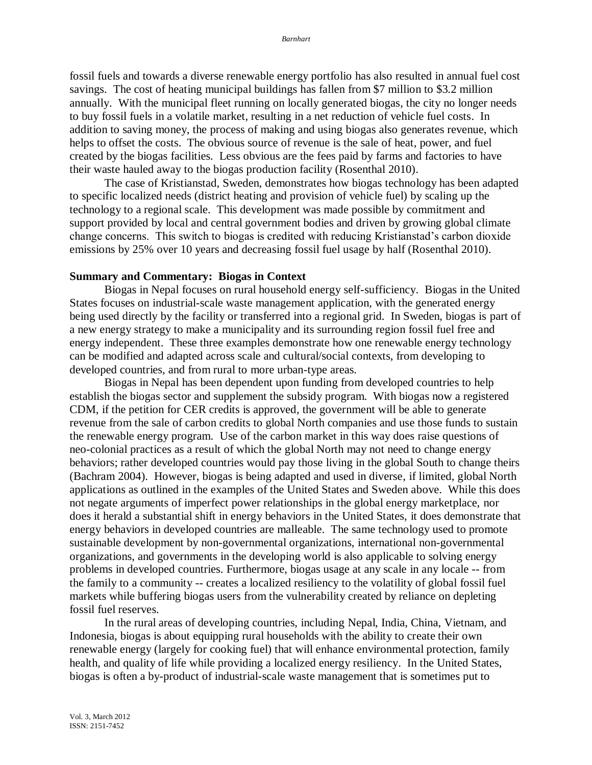fossil fuels and towards a diverse renewable energy portfolio has also resulted in annual fuel cost savings. The cost of heating municipal buildings has fallen from $7 million to $3.2 million annually. With the municipal fleet running on locally generated biogas, the city no longer needs to buy fossil fuels in a volatile market, resulting in a net reduction of vehicle fuel costs. In addition to saving money, the process of making and using biogas also generates revenue, which helps to offset the costs. The obvious source of revenue is the sale of heat, power, and fuel created by the biogas facilities. Less obvious are the fees paid by farms and factories to have their waste hauled away to the biogas production facility (Rosenthal 2010).

The case of Kristianstad, Sweden, demonstrates how biogas technology has been adapted to specific localized needs (district heating and provision of vehicle fuel) by scaling up the technology to a regional scale. This development was made possible by commitment and support provided by local and central government bodies and driven by growing global climate change concerns. This switch to biogas is credited with reducing Kristianstad's carbon dioxide emissions by 25% over 10 years and decreasing fossil fuel usage by half (Rosenthal 2010).

**Summary and Commentary: Biogas in Context**

Biogas in Nepal focuses on rural household energy self-sufficiency. Biogas in the United States focuses on industrial-scale waste management application, with the generated energy being used directly by the facility or transferred into a regional grid. In Sweden, biogas is part of a new energy strategy to make a municipality and its surrounding region fossil fuel free and energy independent. These three examples demonstrate how one renewable energy technology can be modified and adapted across scale and cultural/social contexts, from developing to developed countries, and from rural to more urban-type areas.

Biogas in Nepal has been dependent upon funding from developed countries to help establish the biogas sector and supplement the subsidy program. With biogas now a registered CDM, if the petition for CER credits is approved, the government will be able to generate revenue from the sale of carbon credits to global North companies and use those funds to sustain the renewable energy program. Use of the carbon market in this way does raise questions of neo-colonial practices as a result of which the global North may not need to change energy behaviors; rather developed countries would pay those living in the global South to change theirs (Bachram 2004). However, biogas is being adapted and used in diverse, if limited, global North applications as outlined in the examples of the United States and Sweden above. While this does not negate arguments of imperfect power relationships in the global energy marketplace, nor does it herald a substantial shift in energy behaviors in the United States, it does demonstrate that energy behaviors in developed countries are malleable. The same technology used to promote sustainable development by non-governmental organizations, international non-governmental organizations, and governments in the developing world is also applicable to solving energy problems in developed countries. Furthermore, biogas usage at any scale in any locale -- from the family to a community -- creates a localized resiliency to the volatility of global fossil fuel markets while buffering biogas users from the vulnerability created by reliance on depleting fossil fuel reserves.

In the rural areas of developing countries, including Nepal, India, China, Vietnam, and Indonesia, biogas is about equipping rural households with the ability to create their own renewable energy (largely for cooking fuel) that will enhance environmental protection, family health, and quality of life while providing a localized energy resiliency. In the United States, biogas is often a by-product of industrial-scale waste management that is sometimes put to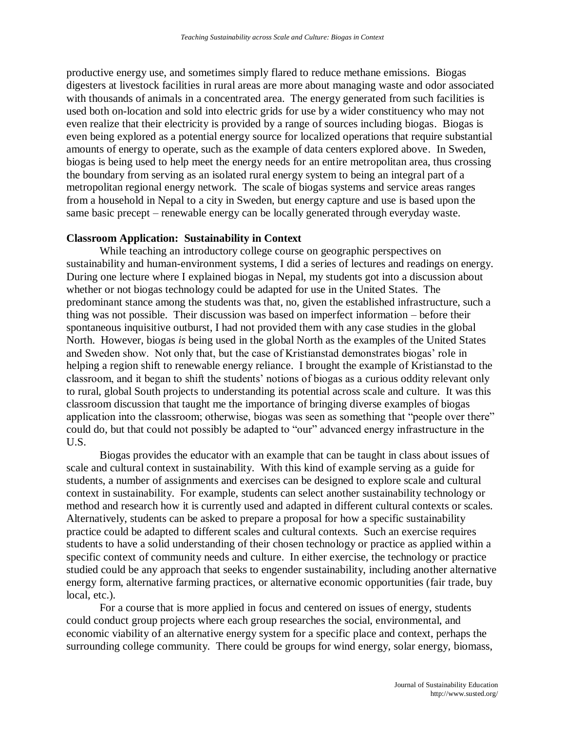productive energy use, and sometimes simply flared to reduce methane emissions. Biogas digesters at livestock facilities in rural areas are more about managing waste and odor associated with thousands of animals in a concentrated area. The energy generated from such facilities is used both on-location and sold into electric grids for use by a wider constituency who may not even realize that their electricity is provided by a range of sources including biogas. Biogas is even being explored as a potential energy source for localized operations that require substantial amounts of energy to operate, such as the example of data centers explored above. In Sweden, biogas is being used to help meet the energy needs for an entire metropolitan area, thus crossing the boundary from serving as an isolated rural energy system to being an integral part of a metropolitan regional energy network. The scale of biogas systems and service areas ranges from a household in Nepal to a city in Sweden, but energy capture and use is based upon the same basic precept – renewable energy can be locally generated through everyday waste.

**Classroom Application: Sustainability in Context**

While teaching an introductory college course on geographic perspectives on sustainability and human-environment systems, I did a series of lectures and readings on energy. During one lecture where I explained biogas in Nepal, my students got into a discussion about whether or not biogas technology could be adapted for use in the United States. The predominant stance among the students was that, no, given the established infrastructure, such a thing was not possible. Their discussion was based on imperfect information – before their spontaneous inquisitive outburst, I had not provided them with any case studies in the global North. However, biogas *is* being used in the global North as the examples of the United States and Sweden show. Not only that, but the case of Kristianstad demonstrates biogas' role in helping a region shift to renewable energy reliance. I brought the example of Kristianstad to the classroom, and it began to shift the students' notions of biogas as a curious oddity relevant only to rural, global South projects to understanding its potential across scale and culture. It was this classroom discussion that taught me the importance of bringing diverse examples of biogas application into the classroom; otherwise, biogas was seen as something that "people over there" could do, but that could not possibly be adapted to "our" advanced energy infrastructure in the U.S.

Biogas provides the educator with an example that can be taught in class about issues of scale and cultural context in sustainability. With this kind of example serving as a guide for students, a number of assignments and exercises can be designed to explore scale and cultural context in sustainability. For example, students can select another sustainability technology or method and research how it is currently used and adapted in different cultural contexts or scales. Alternatively, students can be asked to prepare a proposal for how a specific sustainability practice could be adapted to different scales and cultural contexts. Such an exercise requires students to have a solid understanding of their chosen technology or practice as applied within a specific context of community needs and culture. In either exercise, the technology or practice studied could be any approach that seeks to engender sustainability, including another alternative energy form, alternative farming practices, or alternative economic opportunities (fair trade, buy local, etc.).

For a course that is more applied in focus and centered on issues of energy, students could conduct group projects where each group researches the social, environmental, and economic viability of an alternative energy system for a specific place and context, perhaps the surrounding college community. There could be groups for wind energy, solar energy, biomass,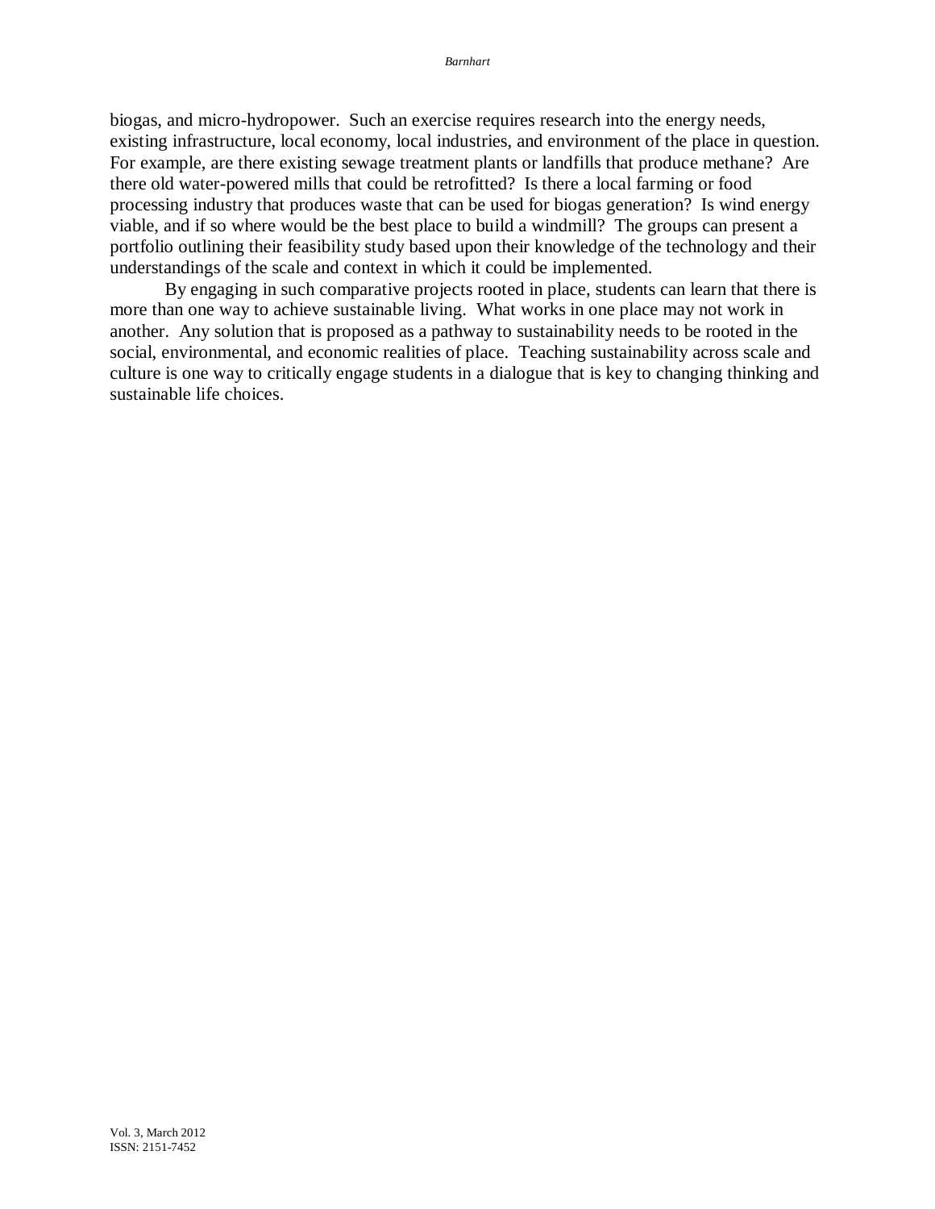biogas, and micro-hydropower. Such an exercise requires research into the energy needs, existing infrastructure, local economy, local industries, and environment of the place in question. For example, are there existing sewage treatment plants or landfills that produce methane? Are there old water-powered mills that could be retrofitted? Is there a local farming or food processing industry that produces waste that can be used for biogas generation? Is wind energy viable, and if so where would be the best place to build a windmill? The groups can present a portfolio outlining their feasibility study based upon their knowledge of the technology and their understandings of the scale and context in which it could be implemented.

By engaging in such comparative projects rooted in place, students can learn that there is more than one way to achieve sustainable living. What works in one place may not work in another. Any solution that is proposed as a pathway to sustainability needs to be rooted in the social, environmental, and economic realities of place. Teaching sustainability across scale and culture is one way to critically engage students in a dialogue that is key to changing thinking and sustainable life choices.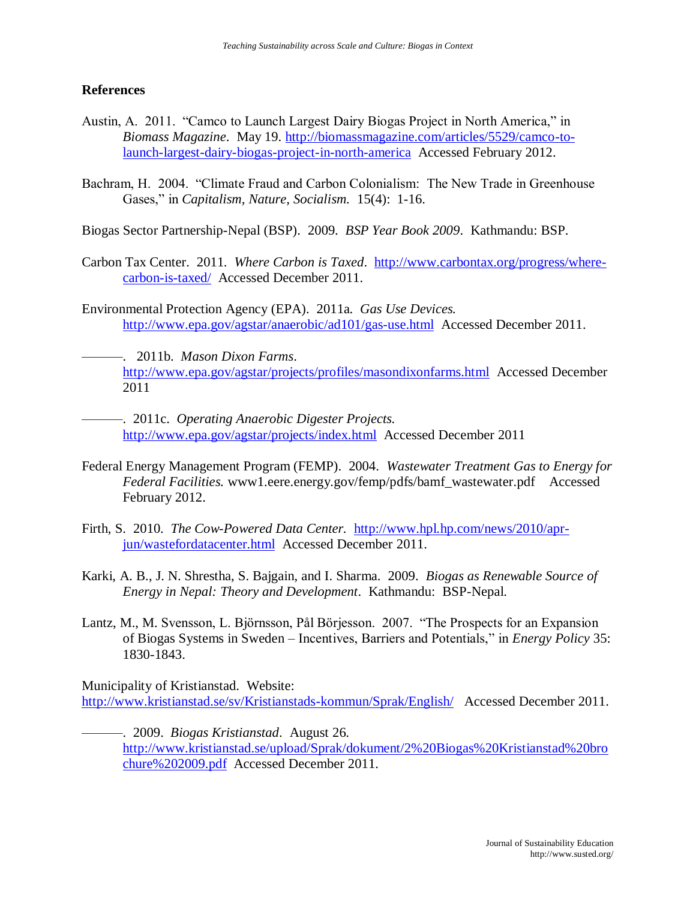## References

Austin, A. 2011. "Camco to Launch Largest Dairy Biogas Project in North America," in *Biomass Magazine*. May 19. http://biomassmagazine.com/articles/5529/camco-to-launch-largest-dairy-biogas-project-in-north-america Accessed February 2012.

Bachram, H. 2004. "Climate Fraud and Carbon Colonialism: The New Trade in Greenhouse Gases," in *Capitalism, Nature, Socialism.* 15(4): 1-16.

Biogas Sector Partnership-Nepal (BSP). 2009. *BSP Year Book 2009*. Kathmandu: BSP.

Carbon Tax Center. 2011. *Where Carbon is Taxed*. http://www.carbontax.org/progress/where-carbon-is-taxed/ Accessed December 2011.

Environmental Protection Agency (EPA). 2011a. *Gas Use Devices.* http://www.epa.gov/agstar/anaerobic/ad101/gas-use.html Accessed December 2011.

———. 2011b. *Mason Dixon Farms*. http://www.epa.gov/agstar/projects/profiles/masondixonfarms.html Accessed December 2011

———. 2011c. *Operating Anaerobic Digester Projects.* http://www.epa.gov/agstar/projects/index.html Accessed December 2011

Federal Energy Management Program (FEMP). 2004. *Wastewater Treatment Gas to Energy for Federal Facilities.* www1.eere.energy.gov/femp/pdfs/bamf_wastewater.pdf Accessed February 2012.

Firth, S. 2010. *The Cow-Powered Data Center.* http://www.hpl.hp.com/news/2010/apr-jun/wastefordatacenter.html Accessed December 2011.

Karki, A. B., J. N. Shrestha, S. Bajgain, and I. Sharma. 2009. *Biogas as Renewable Source of Energy in Nepal: Theory and Development*. Kathmandu: BSP-Nepal.

Lantz, M., M. Svensson, L. Björnsson, Pål Börjesson. 2007. "The Prospects for an Expansion of Biogas Systems in Sweden – Incentives, Barriers and Potentials," in *Energy Policy* 35: 1830-1843.

Municipality of Kristianstad. Website: http://www.kristianstad.se/sv/Kristianstads-kommun/Sprak/English/ Accessed December 2011.

———. 2009. *Biogas Kristianstad*. August 26. http://www.kristianstad.se/upload/Sprak/dokument/2%20Biogas%20Kristianstad%20brochure%202009.pdf Accessed December 2011.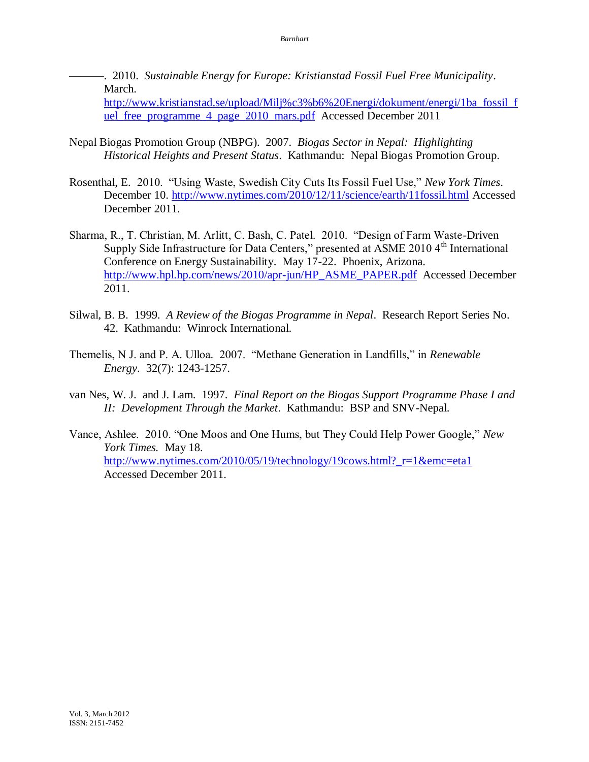———. 2010. *Sustainable Energy for Europe: Kristianstad Fossil Fuel Free Municipality*. March. http://www.kristianstad.se/upload/Milj%c3%b6%20Energi/dokument/energi/1ba_fossil_fuel_free_programme_4_page_2010_mars.pdf Accessed December 2011

Nepal Biogas Promotion Group (NBPG). 2007. *Biogas Sector in Nepal: Highlighting Historical Heights and Present Status*. Kathmandu: Nepal Biogas Promotion Group.

Rosenthal, E. 2010. "Using Waste, Swedish City Cuts Its Fossil Fuel Use," *New York Times*. December 10. http://www.nytimes.com/2010/12/11/science/earth/11fossil.html Accessed December 2011.

Sharma, R., T. Christian, M. Arlitt, C. Bash, C. Patel. 2010. "Design of Farm Waste-Driven Supply Side Infrastructure for Data Centers," presented at ASME 2010 4th International Conference on Energy Sustainability. May 17-22. Phoenix, Arizona. http://www.hpl.hp.com/news/2010/apr-jun/HP_ASME_PAPER.pdf Accessed December 2011.

Silwal, B. B. 1999. *A Review of the Biogas Programme in Nepal*. Research Report Series No. 42. Kathmandu: Winrock International.

Themelis, N J. and P. A. Ulloa. 2007. "Methane Generation in Landfills," in *Renewable Energy*. 32(7): 1243-1257.

van Nes, W. J. and J. Lam. 1997. *Final Report on the Biogas Support Programme Phase I and II: Development Through the Market*. Kathmandu: BSP and SNV-Nepal.

Vance, Ashlee. 2010. "One Moos and One Hums, but They Could Help Power Google," *New York Times.* May 18. http://www.nytimes.com/2010/05/19/technology/19cows.html?_r=1&emc=eta1 Accessed December 2011.